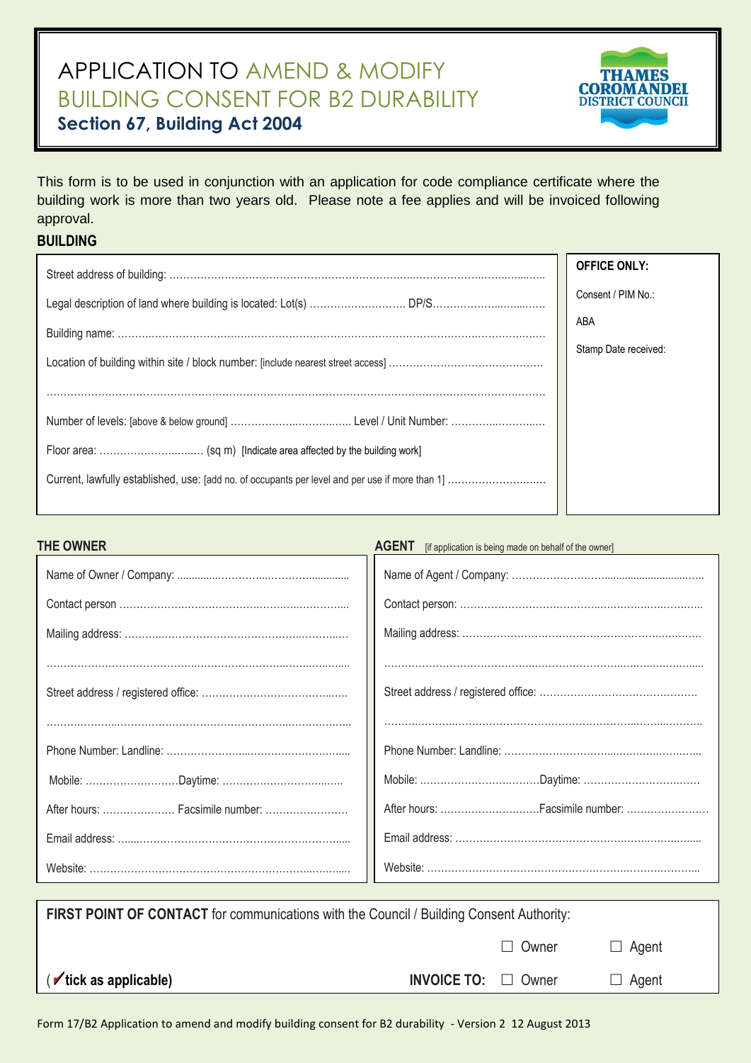# APPLICATION TO AMEND & MODIFY BUILDING CONSENT FOR B2 DURABILITY

**Section 67, Building Act 2004**

THAMES COROMANDEL DISTRICT COUNCIL

This form is to be used in conjunction with an application for code compliance certificate where the building work is more than two years old. Please note a fee applies and will be invoiced following approval.

## BUILDING

Street address of building: ……………………………………………………………………………………………

Legal description of land where building is located: Lot(s) ……………………… DP/S………………………

Building name: ……………………………………………………………………………………………………

Location of building within site / block number: [include nearest street access] ……………………………………

……………………………………………………………………………………………………………………

Number of levels: [above & below ground] ……………………………… Level / Unit Number: ………………………

Floor area: …………………………… (sq m) [Indicate area affected by the building work]

Current, lawfully established, use: [add no. of occupants per level and per use if more than 1] ………………………

**OFFICE ONLY:**

Consent / PIM No.:

ABA

Stamp Date received:

## THE OWNER

Name of Owner / Company: ……………………………………………

Contact person ……………………………………………………………

Mailing address: …………………………………………………………

……………………………………………………………………………

Street address / registered office: ………………………………………

……………………………………………………………………………

Phone Number: Landline: ………………………………………………

Mobile: ………………………Daytime: ……………………………

After hours: ………………… Facsimile number: ……………………

Email address: ……………………………………………………………

Website: …………………………………………………………………

## AGENT [if application is being made on behalf of the owner]

Name of Agent / Company: ………………………………………………

Contact person: …………………………………………………………

Mailing address: …………………………………………………………

……………………………………………………………………………

Street address / registered office: ………………………………………

……………………………………………………………………………

Phone Number: Landline: ………………………………………………

Mobile: ………………………………Daytime: ……………………………

After hours: ……………………………Facsimile number: ……………………

Email address: ……………………………………………………………

Website: …………………………………………………………………

**FIRST POINT OF CONTACT** for communications with the Council / Building Consent Authority: ☐ Owner ☐ Agent

(✓ **tick as applicable)** **INVOICE TO:** ☐ Owner ☐ Agent

Form 17/B2 Application to amend and modify building consent for B2 durability - Version 2 12 August 2013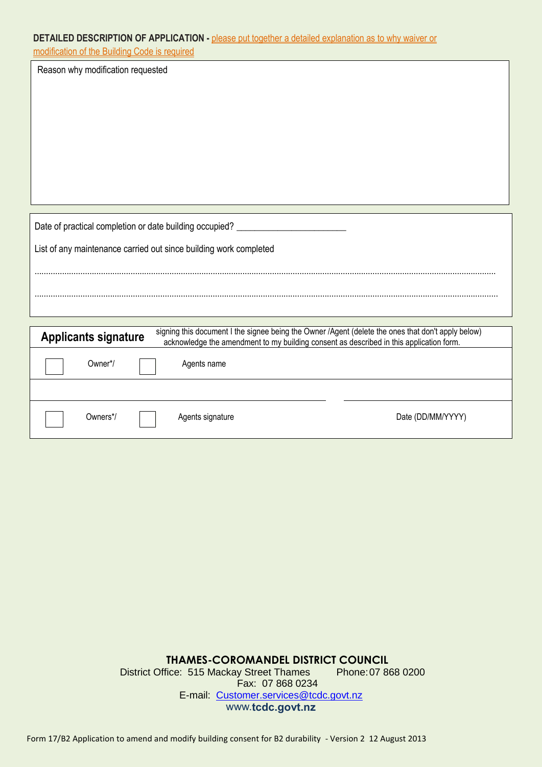**DETAILED DESCRIPTION OF APPLICATION -** please put together a detailed explanation as to why waiver or modification of the Building Code is required

Reason why modification requested

Date of practical completion or date building occupied? _______________________

List of any maintenance carried out since building work completed

.......................................................................................................................................................................................................

.......................................................................................................................................................................................................

| **Applicants signature** | signing this document I the signee being the Owner /Agent (delete the ones that don't apply below) acknowledge the amendment to my building consent as described in this application form. | |
|---|---|---|
| ☐ Owner*/ ☐ | Agents name | |
| | | |
| ☐ Owners*/ ☐ | Agents signature | Date (DD/MM/YYYY) |

**THAMES-COROMANDEL DISTRICT COUNCIL**
District Office: 515 Mackay Street Thames Phone: 07 868 0200
Fax: 07 868 0234
E-mail: Customer.services@tcdc.govt.nz
www.**tcdc.govt.nz**

Form 17/B2 Application to amend and modify building consent for B2 durability - Version 2 12 August 2013